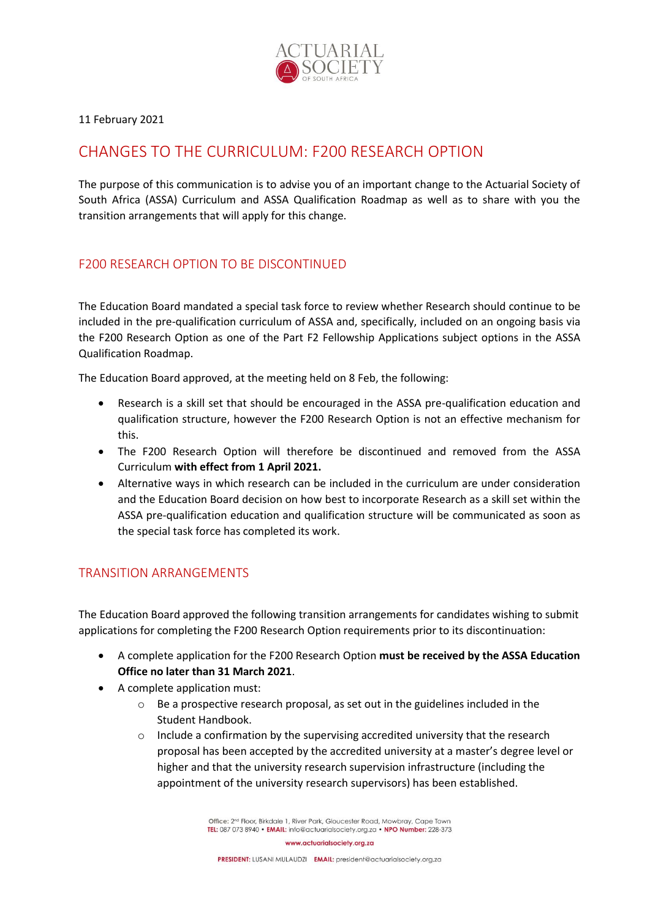11 February 2021

# CHANGES TO THE CURRICULUM: F200 RESEARCH OPTION

The purpose of this communication is to advise you of an important change to the Actuarial Society of South Africa (ASSA) Curriculum and ASSA Qualification Roadmap as well as to share with you the transition arrangements that will apply for this change.

## F200 RESEARCH OPTION TO BE DISCONTINUED

The Education Board mandated a special task force to review whether Research should continue to be included in the pre-qualification curriculum of ASSA and, specifically, included on an ongoing basis via the F200 Research Option as one of the Part F2 Fellowship Applications subject options in the ASSA Qualification Roadmap.

The Education Board approved, at the meeting held on 8 Feb, the following:

- Research is a skill set that should be encouraged in the ASSA pre-qualification education and qualification structure, however the F200 Research Option is not an effective mechanism for this.
- The F200 Research Option will therefore be discontinued and removed from the ASSA Curriculum **with effect from 1 April 2021.**
- Alternative ways in which research can be included in the curriculum are under consideration and the Education Board decision on how best to incorporate Research as a skill set within the ASSA pre-qualification education and qualification structure will be communicated as soon as the special task force has completed its work.

## TRANSITION ARRANGEMENTS

The Education Board approved the following transition arrangements for candidates wishing to submit applications for completing the F200 Research Option requirements prior to its discontinuation:

- A complete application for the F200 Research Option **must be received by the ASSA Education Office no later than 31 March 2021**.
- A complete application must:
  - Be a prospective research proposal, as set out in the guidelines included in the Student Handbook.
  - Include a confirmation by the supervising accredited university that the research proposal has been accepted by the accredited university at a master's degree level or higher and that the university research supervision infrastructure (including the appointment of the university research supervisors) has been established.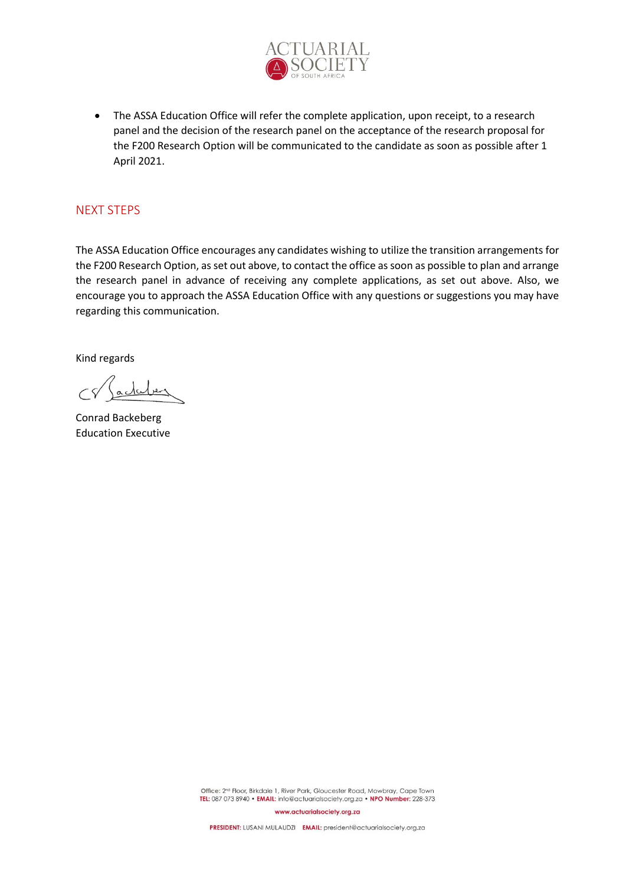- The ASSA Education Office will refer the complete application, upon receipt, to a research panel and the decision of the research panel on the acceptance of the research proposal for the F200 Research Option will be communicated to the candidate as soon as possible after 1 April 2021.

## NEXT STEPS

The ASSA Education Office encourages any candidates wishing to utilize the transition arrangements for the F200 Research Option, as set out above, to contact the office as soon as possible to plan and arrange the research panel in advance of receiving any complete applications, as set out above. Also, we encourage you to approach the ASSA Education Office with any questions or suggestions you may have regarding this communication.

Kind regards

Conrad Backeberg
Education Executive